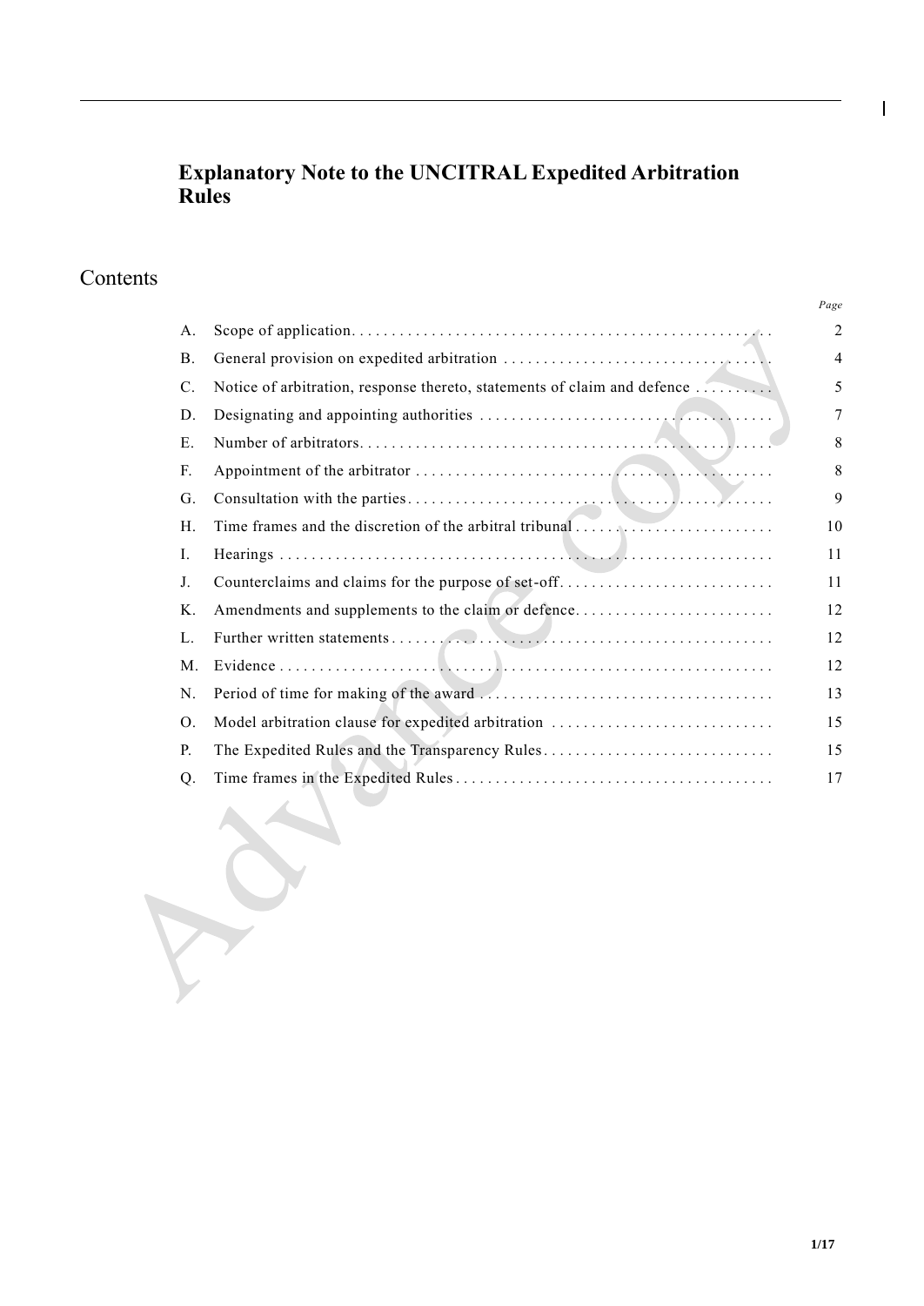# Explanatory Note to the UNCITRAL Expedited Arbitration Rules

## Contents

| | | Page |
|---|---|---|
| A. | Scope of application | 2 |
| B. | General provision on expedited arbitration | 4 |
| C. | Notice of arbitration, response thereto, statements of claim and defence | 5 |
| D. | Designating and appointing authorities | 7 |
| E. | Number of arbitrators | 8 |
| F. | Appointment of the arbitrator | 8 |
| G. | Consultation with the parties | 9 |
| H. | Time frames and the discretion of the arbitral tribunal | 10 |
| I. | Hearings | 11 |
| J. | Counterclaims and claims for the purpose of set-off | 11 |
| K. | Amendments and supplements to the claim or defence | 12 |
| L. | Further written statements | 12 |
| M. | Evidence | 12 |
| N. | Period of time for making of the award | 13 |
| O. | Model arbitration clause for expedited arbitration | 15 |
| P. | The Expedited Rules and the Transparency Rules | 15 |
| Q. | Time frames in the Expedited Rules | 17 |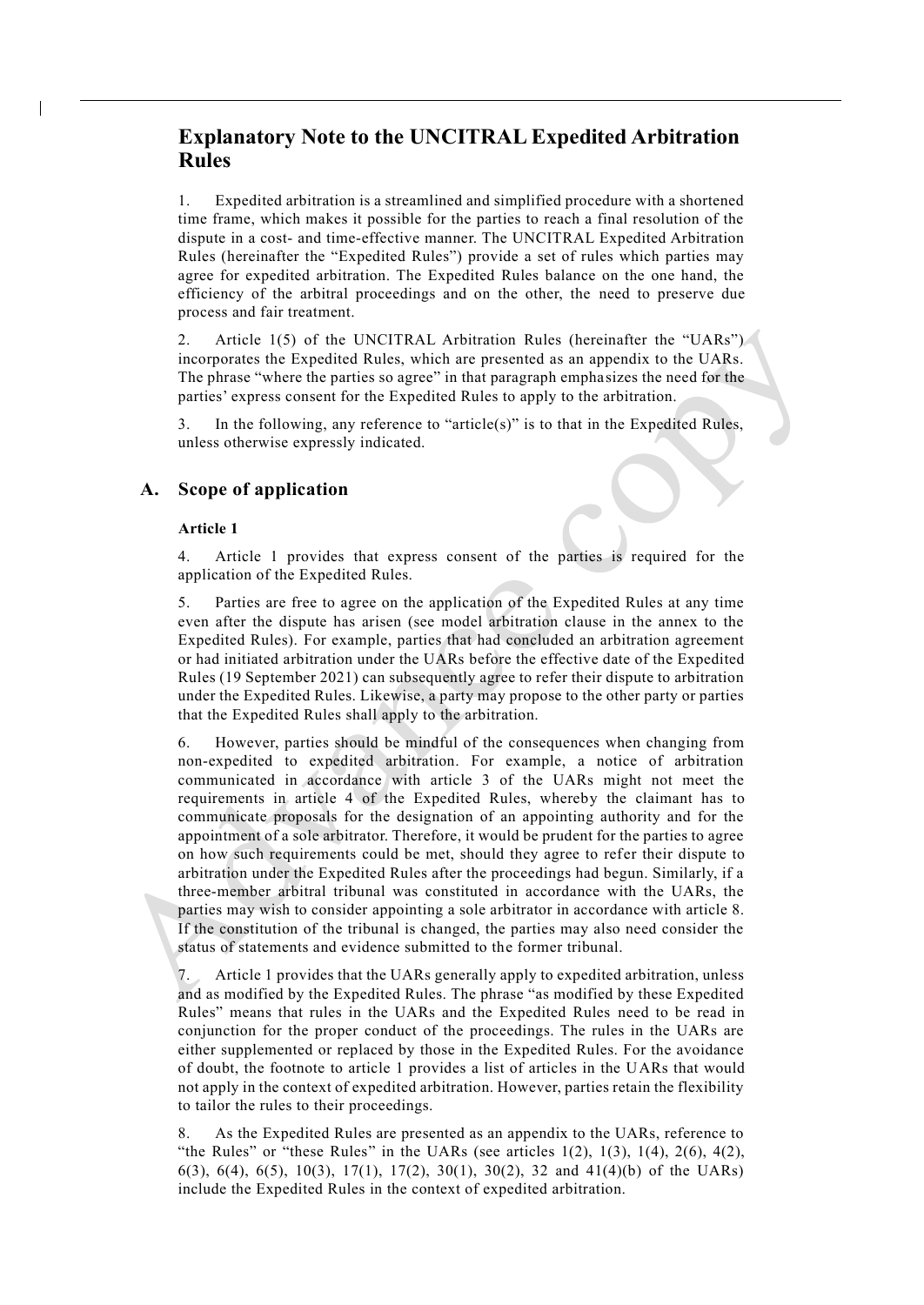# Explanatory Note to the UNCITRAL Expedited Arbitration Rules

1. Expedited arbitration is a streamlined and simplified procedure with a shortened time frame, which makes it possible for the parties to reach a final resolution of the dispute in a cost- and time-effective manner. The UNCITRAL Expedited Arbitration Rules (hereinafter the "Expedited Rules") provide a set of rules which parties may agree for expedited arbitration. The Expedited Rules balance on the one hand, the efficiency of the arbitral proceedings and on the other, the need to preserve due process and fair treatment.

2. Article 1(5) of the UNCITRAL Arbitration Rules (hereinafter the "UARs") incorporates the Expedited Rules, which are presented as an appendix to the UARs. The phrase "where the parties so agree" in that paragraph emphasizes the need for the parties' express consent for the Expedited Rules to apply to the arbitration.

3. In the following, any reference to "article(s)" is to that in the Expedited Rules, unless otherwise expressly indicated.

## A. Scope of application

### Article 1

4. Article 1 provides that express consent of the parties is required for the application of the Expedited Rules.

5. Parties are free to agree on the application of the Expedited Rules at any time even after the dispute has arisen (see model arbitration clause in the annex to the Expedited Rules). For example, parties that had concluded an arbitration agreement or had initiated arbitration under the UARs before the effective date of the Expedited Rules (19 September 2021) can subsequently agree to refer their dispute to arbitration under the Expedited Rules. Likewise, a party may propose to the other party or parties that the Expedited Rules shall apply to the arbitration.

6. However, parties should be mindful of the consequences when changing from non-expedited to expedited arbitration. For example, a notice of arbitration communicated in accordance with article 3 of the UARs might not meet the requirements in article 4 of the Expedited Rules, whereby the claimant has to communicate proposals for the designation of an appointing authority and for the appointment of a sole arbitrator. Therefore, it would be prudent for the parties to agree on how such requirements could be met, should they agree to refer their dispute to arbitration under the Expedited Rules after the proceedings had begun. Similarly, if a three-member arbitral tribunal was constituted in accordance with the UARs, the parties may wish to consider appointing a sole arbitrator in accordance with article 8. If the constitution of the tribunal is changed, the parties may also need consider the status of statements and evidence submitted to the former tribunal.

7. Article 1 provides that the UARs generally apply to expedited arbitration, unless and as modified by the Expedited Rules. The phrase "as modified by these Expedited Rules" means that rules in the UARs and the Expedited Rules need to be read in conjunction for the proper conduct of the proceedings. The rules in the UARs are either supplemented or replaced by those in the Expedited Rules. For the avoidance of doubt, the footnote to article 1 provides a list of articles in the UARs that would not apply in the context of expedited arbitration. However, parties retain the flexibility to tailor the rules to their proceedings.

8. As the Expedited Rules are presented as an appendix to the UARs, reference to "the Rules" or "these Rules" in the UARs (see articles 1(2), 1(3), 1(4), 2(6), 4(2), 6(3), 6(4), 6(5), 10(3), 17(1), 17(2), 30(1), 30(2), 32 and 41(4)(b) of the UARs) include the Expedited Rules in the context of expedited arbitration.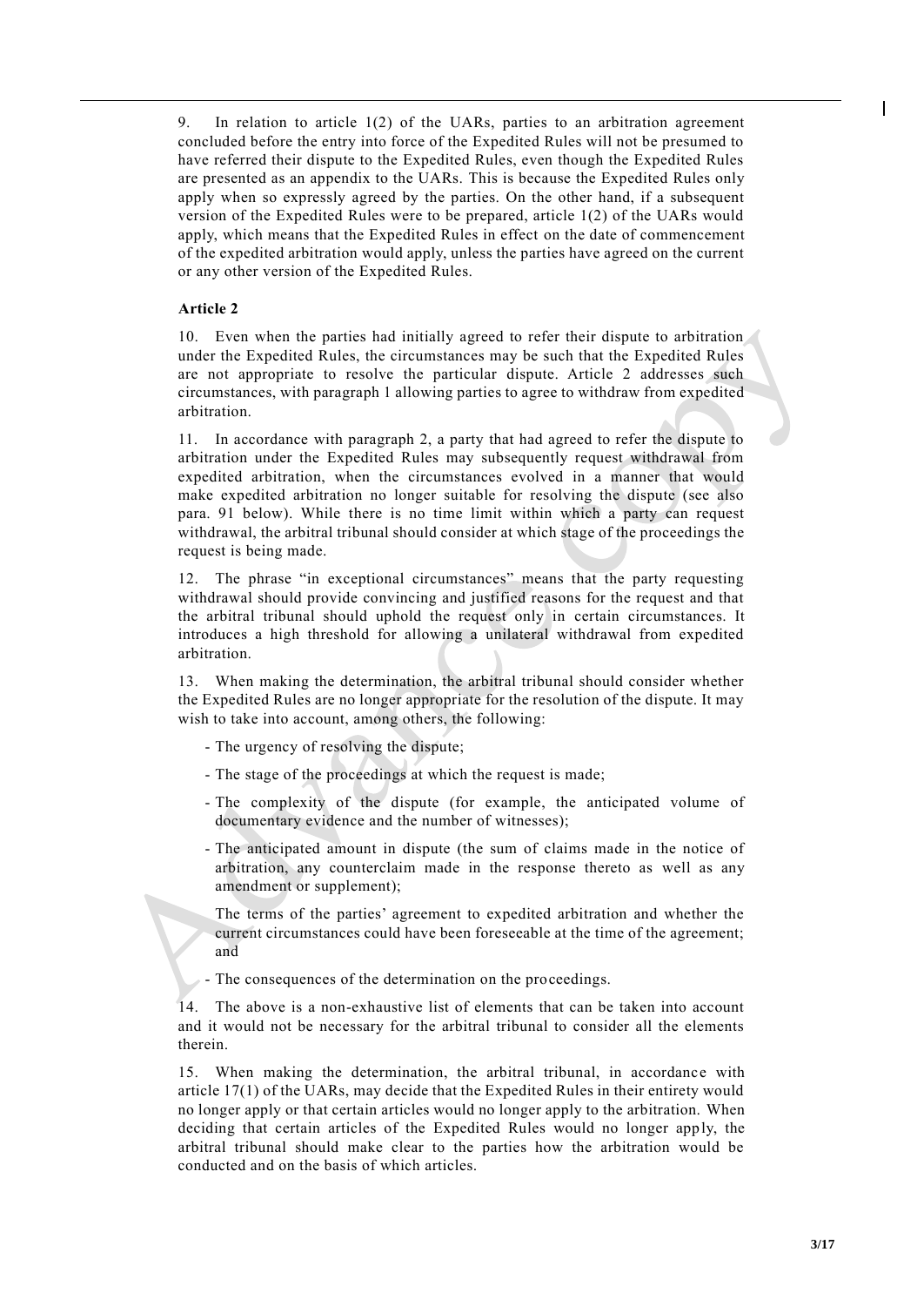9. In relation to article 1(2) of the UARs, parties to an arbitration agreement concluded before the entry into force of the Expedited Rules will not be presumed to have referred their dispute to the Expedited Rules, even though the Expedited Rules are presented as an appendix to the UARs. This is because the Expedited Rules only apply when so expressly agreed by the parties. On the other hand, if a subsequent version of the Expedited Rules were to be prepared, article 1(2) of the UARs would apply, which means that the Expedited Rules in effect on the date of commencement of the expedited arbitration would apply, unless the parties have agreed on the current or any other version of the Expedited Rules.

### Article 2

10. Even when the parties had initially agreed to refer their dispute to arbitration under the Expedited Rules, the circumstances may be such that the Expedited Rules are not appropriate to resolve the particular dispute. Article 2 addresses such circumstances, with paragraph 1 allowing parties to agree to withdraw from expedited arbitration.

11. In accordance with paragraph 2, a party that had agreed to refer the dispute to arbitration under the Expedited Rules may subsequently request withdrawal from expedited arbitration, when the circumstances evolved in a manner that would make expedited arbitration no longer suitable for resolving the dispute (see also para. 91 below). While there is no time limit within which a party can request withdrawal, the arbitral tribunal should consider at which stage of the proceedings the request is being made.

12. The phrase "in exceptional circumstances" means that the party requesting withdrawal should provide convincing and justified reasons for the request and that the arbitral tribunal should uphold the request only in certain circumstances. It introduces a high threshold for allowing a unilateral withdrawal from expedited arbitration.

13. When making the determination, the arbitral tribunal should consider whether the Expedited Rules are no longer appropriate for the resolution of the dispute. It may wish to take into account, among others, the following:

- The urgency of resolving the dispute;
- The stage of the proceedings at which the request is made;
- The complexity of the dispute (for example, the anticipated volume of documentary evidence and the number of witnesses);
- The anticipated amount in dispute (the sum of claims made in the notice of arbitration, any counterclaim made in the response thereto as well as any amendment or supplement);
- The terms of the parties' agreement to expedited arbitration and whether the current circumstances could have been foreseeable at the time of the agreement; and
- The consequences of the determination on the proceedings.

14. The above is a non-exhaustive list of elements that can be taken into account and it would not be necessary for the arbitral tribunal to consider all the elements therein.

15. When making the determination, the arbitral tribunal, in accordance with article 17(1) of the UARs, may decide that the Expedited Rules in their entirety would no longer apply or that certain articles would no longer apply to the arbitration. When deciding that certain articles of the Expedited Rules would no longer apply, the arbitral tribunal should make clear to the parties how the arbitration would be conducted and on the basis of which articles.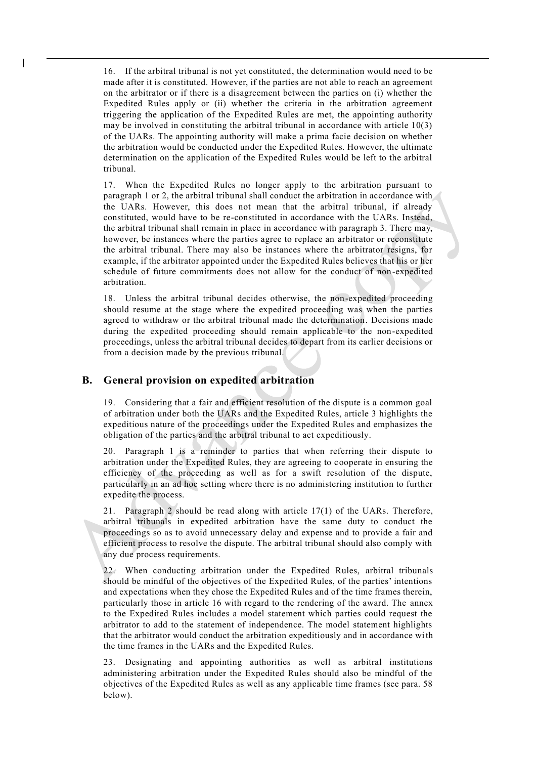16. If the arbitral tribunal is not yet constituted, the determination would need to be made after it is constituted. However, if the parties are not able to reach an agreement on the arbitrator or if there is a disagreement between the parties on (i) whether the Expedited Rules apply or (ii) whether the criteria in the arbitration agreement triggering the application of the Expedited Rules are met, the appointing authority may be involved in constituting the arbitral tribunal in accordance with article 10(3) of the UARs. The appointing authority will make a prima facie decision on whether the arbitration would be conducted under the Expedited Rules. However, the ultimate determination on the application of the Expedited Rules would be left to the arbitral tribunal.

17. When the Expedited Rules no longer apply to the arbitration pursuant to paragraph 1 or 2, the arbitral tribunal shall conduct the arbitration in accordance with the UARs. However, this does not mean that the arbitral tribunal, if already constituted, would have to be re-constituted in accordance with the UARs. Instead, the arbitral tribunal shall remain in place in accordance with paragraph 3. There may, however, be instances where the parties agree to replace an arbitrator or reconstitute the arbitral tribunal. There may also be instances where the arbitrator resigns, for example, if the arbitrator appointed under the Expedited Rules believes that his or her schedule of future commitments does not allow for the conduct of non-expedited arbitration.

18. Unless the arbitral tribunal decides otherwise, the non-expedited proceeding should resume at the stage where the expedited proceeding was when the parties agreed to withdraw or the arbitral tribunal made the determination. Decisions made during the expedited proceeding should remain applicable to the non-expedited proceedings, unless the arbitral tribunal decides to depart from its earlier decisions or from a decision made by the previous tribunal.

## B. General provision on expedited arbitration

19. Considering that a fair and efficient resolution of the dispute is a common goal of arbitration under both the UARs and the Expedited Rules, article 3 highlights the expeditious nature of the proceedings under the Expedited Rules and emphasizes the obligation of the parties and the arbitral tribunal to act expeditiously.

20. Paragraph 1 is a reminder to parties that when referring their dispute to arbitration under the Expedited Rules, they are agreeing to cooperate in ensuring the efficiency of the proceeding as well as for a swift resolution of the dispute, particularly in an ad hoc setting where there is no administering institution to further expedite the process.

21. Paragraph 2 should be read along with article 17(1) of the UARs. Therefore, arbitral tribunals in expedited arbitration have the same duty to conduct the proceedings so as to avoid unnecessary delay and expense and to provide a fair and efficient process to resolve the dispute. The arbitral tribunal should also comply with any due process requirements.

22. When conducting arbitration under the Expedited Rules, arbitral tribunals should be mindful of the objectives of the Expedited Rules, of the parties' intentions and expectations when they chose the Expedited Rules and of the time frames therein, particularly those in article 16 with regard to the rendering of the award. The annex to the Expedited Rules includes a model statement which parties could request the arbitrator to add to the statement of independence. The model statement highlights that the arbitrator would conduct the arbitration expeditiously and in accordance with the time frames in the UARs and the Expedited Rules.

23. Designating and appointing authorities as well as arbitral institutions administering arbitration under the Expedited Rules should also be mindful of the objectives of the Expedited Rules as well as any applicable time frames (see para. 58 below).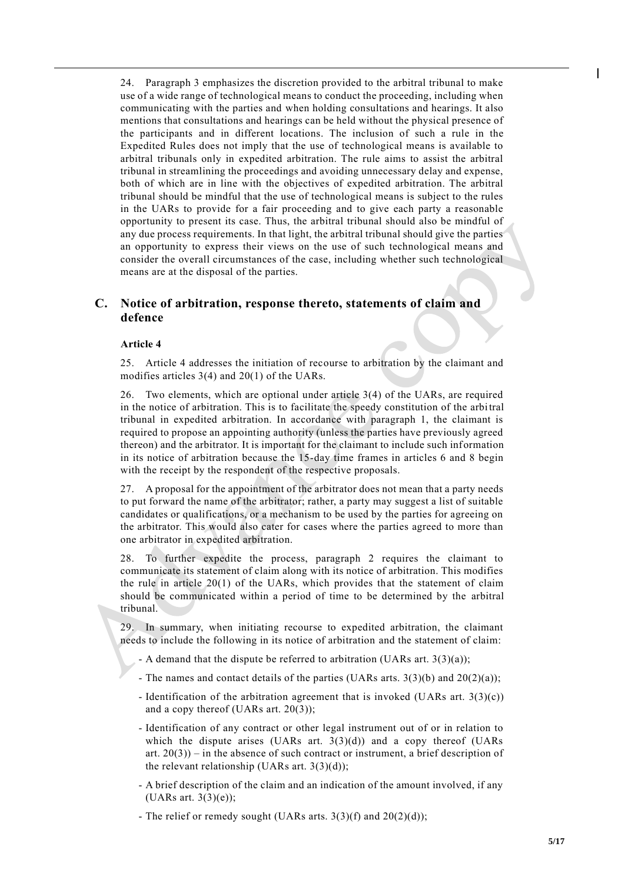24. Paragraph 3 emphasizes the discretion provided to the arbitral tribunal to make use of a wide range of technological means to conduct the proceeding, including when communicating with the parties and when holding consultations and hearings. It also mentions that consultations and hearings can be held without the physical presence of the participants and in different locations. The inclusion of such a rule in the Expedited Rules does not imply that the use of technological means is available to arbitral tribunals only in expedited arbitration. The rule aims to assist the arbitral tribunal in streamlining the proceedings and avoiding unnecessary delay and expense, both of which are in line with the objectives of expedited arbitration. The arbitral tribunal should be mindful that the use of technological means is subject to the rules in the UARs to provide for a fair proceeding and to give each party a reasonable opportunity to present its case. Thus, the arbitral tribunal should also be mindful of any due process requirements. In that light, the arbitral tribunal should give the parties an opportunity to express their views on the use of such technological means and consider the overall circumstances of the case, including whether such technological means are at the disposal of the parties.

## C. Notice of arbitration, response thereto, statements of claim and defence

### Article 4

25. Article 4 addresses the initiation of recourse to arbitration by the claimant and modifies articles 3(4) and 20(1) of the UARs.

26. Two elements, which are optional under article 3(4) of the UARs, are required in the notice of arbitration. This is to facilitate the speedy constitution of the arbitral tribunal in expedited arbitration. In accordance with paragraph 1, the claimant is required to propose an appointing authority (unless the parties have previously agreed thereon) and the arbitrator. It is important for the claimant to include such information in its notice of arbitration because the 15-day time frames in articles 6 and 8 begin with the receipt by the respondent of the respective proposals.

27. A proposal for the appointment of the arbitrator does not mean that a party needs to put forward the name of the arbitrator; rather, a party may suggest a list of suitable candidates or qualifications, or a mechanism to be used by the parties for agreeing on the arbitrator. This would also cater for cases where the parties agreed to more than one arbitrator in expedited arbitration.

28. To further expedite the process, paragraph 2 requires the claimant to communicate its statement of claim along with its notice of arbitration. This modifies the rule in article 20(1) of the UARs, which provides that the statement of claim should be communicated within a period of time to be determined by the arbitral tribunal.

29. In summary, when initiating recourse to expedited arbitration, the claimant needs to include the following in its notice of arbitration and the statement of claim:

- A demand that the dispute be referred to arbitration (UARs art. 3(3)(a));
- The names and contact details of the parties (UARs arts. 3(3)(b) and 20(2)(a));
- Identification of the arbitration agreement that is invoked (UARs art. 3(3)(c)) and a copy thereof (UARs art. 20(3));
- Identification of any contract or other legal instrument out of or in relation to which the dispute arises (UARs art. 3(3)(d)) and a copy thereof (UARs art. 20(3)) – in the absence of such contract or instrument, a brief description of the relevant relationship (UARs art. 3(3)(d));
- A brief description of the claim and an indication of the amount involved, if any (UARs art. 3(3)(e));
- The relief or remedy sought (UARs arts. 3(3)(f) and 20(2)(d));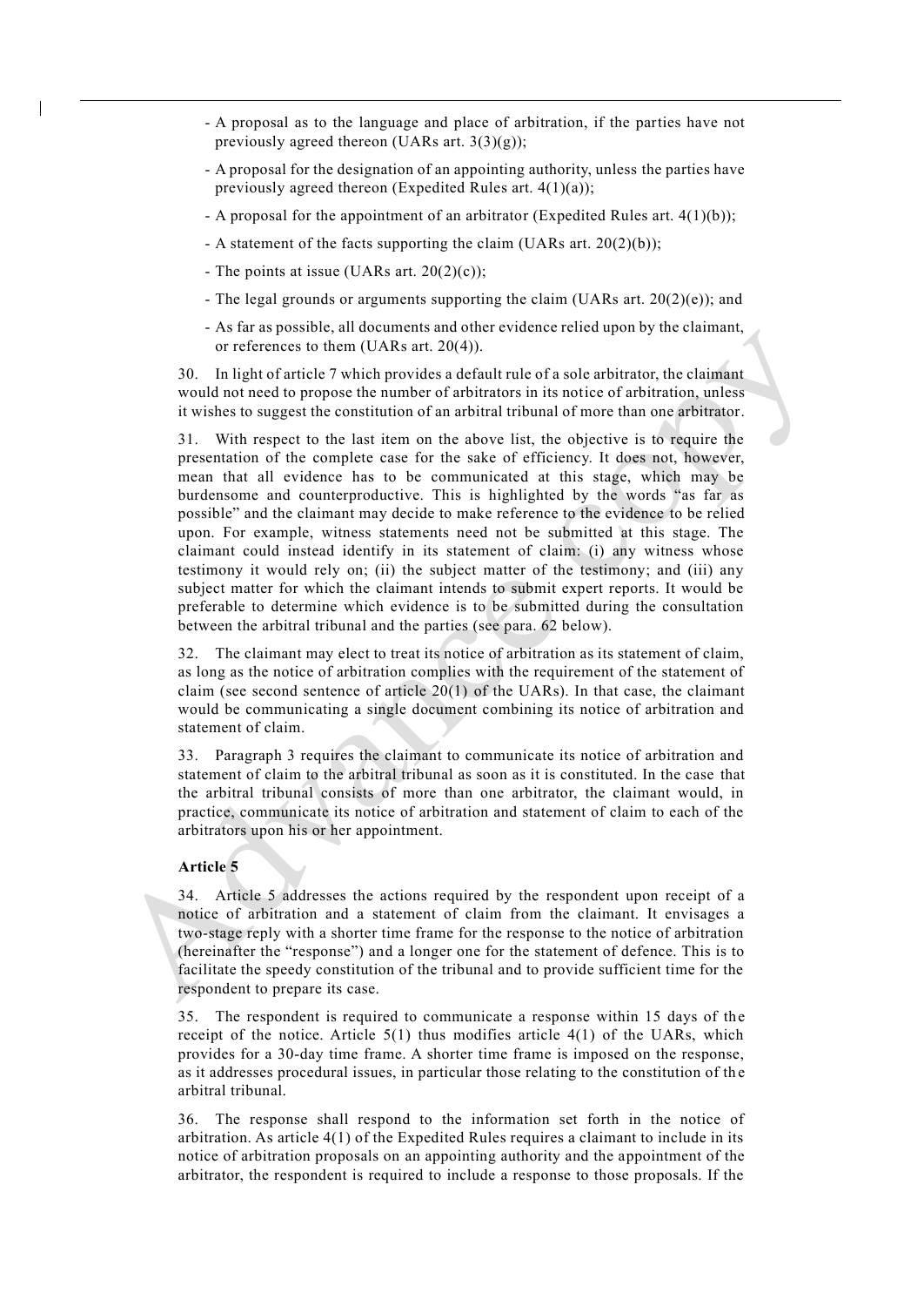- A proposal as to the language and place of arbitration, if the parties have not previously agreed thereon (UARs art. 3(3)(g));

- A proposal for the designation of an appointing authority, unless the parties have previously agreed thereon (Expedited Rules art. 4(1)(a));

- A proposal for the appointment of an arbitrator (Expedited Rules art. 4(1)(b));

- A statement of the facts supporting the claim (UARs art. 20(2)(b));

- The points at issue (UARs art. 20(2)(c));

- The legal grounds or arguments supporting the claim (UARs art. 20(2)(e)); and

- As far as possible, all documents and other evidence relied upon by the claimant, or references to them (UARs art. 20(4)).

30. In light of article 7 which provides a default rule of a sole arbitrator, the claimant would not need to propose the number of arbitrators in its notice of arbitration, unless it wishes to suggest the constitution of an arbitral tribunal of more than one arbitrator.

31. With respect to the last item on the above list, the objective is to require the presentation of the complete case for the sake of efficiency. It does not, however, mean that all evidence has to be communicated at this stage, which may be burdensome and counterproductive. This is highlighted by the words "as far as possible" and the claimant may decide to make reference to the evidence to be relied upon. For example, witness statements need not be submitted at this stage. The claimant could instead identify in its statement of claim: (i) any witness whose testimony it would rely on; (ii) the subject matter of the testimony; and (iii) any subject matter for which the claimant intends to submit expert reports. It would be preferable to determine which evidence is to be submitted during the consultation between the arbitral tribunal and the parties (see para. 62 below).

32. The claimant may elect to treat its notice of arbitration as its statement of claim, as long as the notice of arbitration complies with the requirement of the statement of claim (see second sentence of article 20(1) of the UARs). In that case, the claimant would be communicating a single document combining its notice of arbitration and statement of claim.

33. Paragraph 3 requires the claimant to communicate its notice of arbitration and statement of claim to the arbitral tribunal as soon as it is constituted. In the case that the arbitral tribunal consists of more than one arbitrator, the claimant would, in practice, communicate its notice of arbitration and statement of claim to each of the arbitrators upon his or her appointment.

**Article 5**

34. Article 5 addresses the actions required by the respondent upon receipt of a notice of arbitration and a statement of claim from the claimant. It envisages a two-stage reply with a shorter time frame for the response to the notice of arbitration (hereinafter the "response") and a longer one for the statement of defence. This is to facilitate the speedy constitution of the tribunal and to provide sufficient time for the respondent to prepare its case.

35. The respondent is required to communicate a response within 15 days of the receipt of the notice. Article 5(1) thus modifies article 4(1) of the UARs, which provides for a 30-day time frame. A shorter time frame is imposed on the response, as it addresses procedural issues, in particular those relating to the constitution of the arbitral tribunal.

36. The response shall respond to the information set forth in the notice of arbitration. As article 4(1) of the Expedited Rules requires a claimant to include in its notice of arbitration proposals on an appointing authority and the appointment of the arbitrator, the respondent is required to include a response to those proposals. If the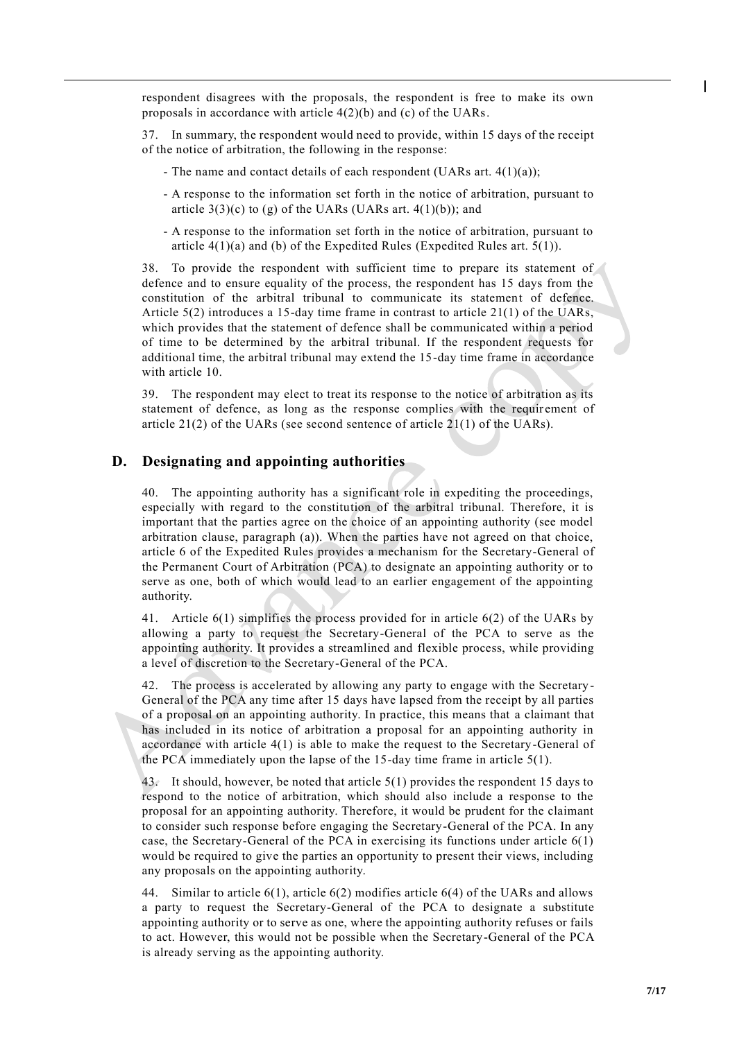respondent disagrees with the proposals, the respondent is free to make its own proposals in accordance with article 4(2)(b) and (c) of the UARs.

37. In summary, the respondent would need to provide, within 15 days of the receipt of the notice of arbitration, the following in the response:

- The name and contact details of each respondent (UARs art. 4(1)(a));
- A response to the information set forth in the notice of arbitration, pursuant to article 3(3)(c) to (g) of the UARs (UARs art. 4(1)(b)); and
- A response to the information set forth in the notice of arbitration, pursuant to article 4(1)(a) and (b) of the Expedited Rules (Expedited Rules art. 5(1)).

38. To provide the respondent with sufficient time to prepare its statement of defence and to ensure equality of the process, the respondent has 15 days from the constitution of the arbitral tribunal to communicate its statement of defence. Article 5(2) introduces a 15-day time frame in contrast to article 21(1) of the UARs, which provides that the statement of defence shall be communicated within a period of time to be determined by the arbitral tribunal. If the respondent requests for additional time, the arbitral tribunal may extend the 15-day time frame in accordance with article 10.

39. The respondent may elect to treat its response to the notice of arbitration as its statement of defence, as long as the response complies with the requirement of article 21(2) of the UARs (see second sentence of article 21(1) of the UARs).

## D. Designating and appointing authorities

40. The appointing authority has a significant role in expediting the proceedings, especially with regard to the constitution of the arbitral tribunal. Therefore, it is important that the parties agree on the choice of an appointing authority (see model arbitration clause, paragraph (a)). When the parties have not agreed on that choice, article 6 of the Expedited Rules provides a mechanism for the Secretary-General of the Permanent Court of Arbitration (PCA) to designate an appointing authority or to serve as one, both of which would lead to an earlier engagement of the appointing authority.

41. Article 6(1) simplifies the process provided for in article 6(2) of the UARs by allowing a party to request the Secretary-General of the PCA to serve as the appointing authority. It provides a streamlined and flexible process, while providing a level of discretion to the Secretary-General of the PCA.

42. The process is accelerated by allowing any party to engage with the Secretary-General of the PCA any time after 15 days have lapsed from the receipt by all parties of a proposal on an appointing authority. In practice, this means that a claimant that has included in its notice of arbitration a proposal for an appointing authority in accordance with article 4(1) is able to make the request to the Secretary-General of the PCA immediately upon the lapse of the 15-day time frame in article 5(1).

43. It should, however, be noted that article 5(1) provides the respondent 15 days to respond to the notice of arbitration, which should also include a response to the proposal for an appointing authority. Therefore, it would be prudent for the claimant to consider such response before engaging the Secretary-General of the PCA. In any case, the Secretary-General of the PCA in exercising its functions under article 6(1) would be required to give the parties an opportunity to present their views, including any proposals on the appointing authority.

44. Similar to article 6(1), article 6(2) modifies article 6(4) of the UARs and allows a party to request the Secretary-General of the PCA to designate a substitute appointing authority or to serve as one, where the appointing authority refuses or fails to act. However, this would not be possible when the Secretary-General of the PCA is already serving as the appointing authority.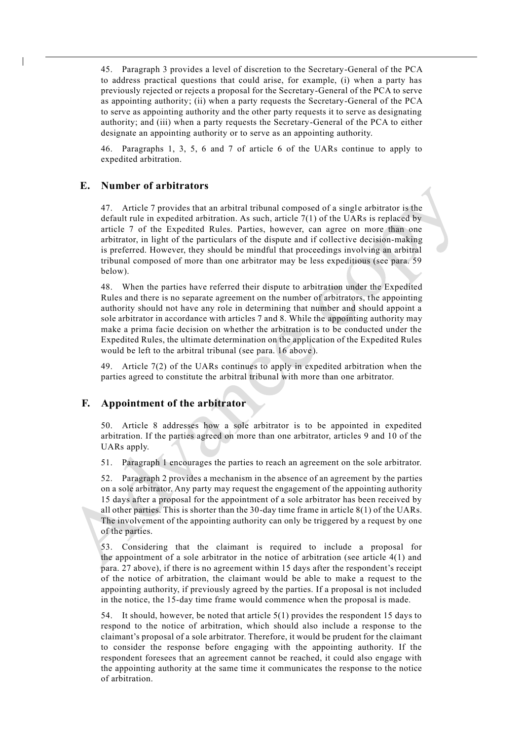45. Paragraph 3 provides a level of discretion to the Secretary-General of the PCA to address practical questions that could arise, for example, (i) when a party has previously rejected or rejects a proposal for the Secretary-General of the PCA to serve as appointing authority; (ii) when a party requests the Secretary-General of the PCA to serve as appointing authority and the other party requests it to serve as designating authority; and (iii) when a party requests the Secretary-General of the PCA to either designate an appointing authority or to serve as an appointing authority.

46. Paragraphs 1, 3, 5, 6 and 7 of article 6 of the UARs continue to apply to expedited arbitration.

## E. Number of arbitrators

47. Article 7 provides that an arbitral tribunal composed of a single arbitrator is the default rule in expedited arbitration. As such, article 7(1) of the UARs is replaced by article 7 of the Expedited Rules. Parties, however, can agree on more than one arbitrator, in light of the particulars of the dispute and if collective decision-making is preferred. However, they should be mindful that proceedings involving an arbitral tribunal composed of more than one arbitrator may be less expeditious (see para. 59 below).

48. When the parties have referred their dispute to arbitration under the Expedited Rules and there is no separate agreement on the number of arbitrators, the appointing authority should not have any role in determining that number and should appoint a sole arbitrator in accordance with articles 7 and 8. While the appointing authority may make a prima facie decision on whether the arbitration is to be conducted under the Expedited Rules, the ultimate determination on the application of the Expedited Rules would be left to the arbitral tribunal (see para. 16 above).

49. Article 7(2) of the UARs continues to apply in expedited arbitration when the parties agreed to constitute the arbitral tribunal with more than one arbitrator.

## F. Appointment of the arbitrator

50. Article 8 addresses how a sole arbitrator is to be appointed in expedited arbitration. If the parties agreed on more than one arbitrator, articles 9 and 10 of the UARs apply.

51. Paragraph 1 encourages the parties to reach an agreement on the sole arbitrator.

52. Paragraph 2 provides a mechanism in the absence of an agreement by the parties on a sole arbitrator. Any party may request the engagement of the appointing authority 15 days after a proposal for the appointment of a sole arbitrator has been received by all other parties. This is shorter than the 30-day time frame in article 8(1) of the UARs. The involvement of the appointing authority can only be triggered by a request by one of the parties.

53. Considering that the claimant is required to include a proposal for the appointment of a sole arbitrator in the notice of arbitration (see article 4(1) and para. 27 above), if there is no agreement within 15 days after the respondent's receipt of the notice of arbitration, the claimant would be able to make a request to the appointing authority, if previously agreed by the parties. If a proposal is not included in the notice, the 15-day time frame would commence when the proposal is made.

54. It should, however, be noted that article 5(1) provides the respondent 15 days to respond to the notice of arbitration, which should also include a response to the claimant's proposal of a sole arbitrator. Therefore, it would be prudent for the claimant to consider the response before engaging with the appointing authority. If the respondent foresees that an agreement cannot be reached, it could also engage with the appointing authority at the same time it communicates the response to the notice of arbitration.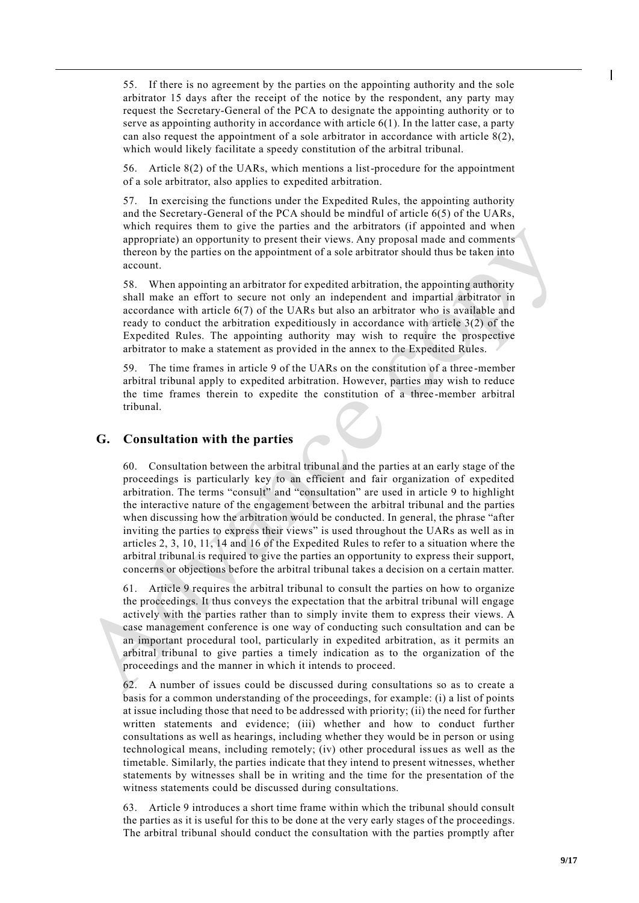55. If there is no agreement by the parties on the appointing authority and the sole arbitrator 15 days after the receipt of the notice by the respondent, any party may request the Secretary-General of the PCA to designate the appointing authority or to serve as appointing authority in accordance with article 6(1). In the latter case, a party can also request the appointment of a sole arbitrator in accordance with article 8(2), which would likely facilitate a speedy constitution of the arbitral tribunal.

56. Article 8(2) of the UARs, which mentions a list-procedure for the appointment of a sole arbitrator, also applies to expedited arbitration.

57. In exercising the functions under the Expedited Rules, the appointing authority and the Secretary-General of the PCA should be mindful of article 6(5) of the UARs, which requires them to give the parties and the arbitrators (if appointed and when appropriate) an opportunity to present their views. Any proposal made and comments thereon by the parties on the appointment of a sole arbitrator should thus be taken into account.

58. When appointing an arbitrator for expedited arbitration, the appointing authority shall make an effort to secure not only an independent and impartial arbitrator in accordance with article 6(7) of the UARs but also an arbitrator who is available and ready to conduct the arbitration expeditiously in accordance with article 3(2) of the Expedited Rules. The appointing authority may wish to require the prospective arbitrator to make a statement as provided in the annex to the Expedited Rules.

59. The time frames in article 9 of the UARs on the constitution of a three-member arbitral tribunal apply to expedited arbitration. However, parties may wish to reduce the time frames therein to expedite the constitution of a three-member arbitral tribunal.

## G. Consultation with the parties

60. Consultation between the arbitral tribunal and the parties at an early stage of the proceedings is particularly key to an efficient and fair organization of expedited arbitration. The terms "consult" and "consultation" are used in article 9 to highlight the interactive nature of the engagement between the arbitral tribunal and the parties when discussing how the arbitration would be conducted. In general, the phrase "after inviting the parties to express their views" is used throughout the UARs as well as in articles 2, 3, 10, 11, 14 and 16 of the Expedited Rules to refer to a situation where the arbitral tribunal is required to give the parties an opportunity to express their support, concerns or objections before the arbitral tribunal takes a decision on a certain matter.

61. Article 9 requires the arbitral tribunal to consult the parties on how to organize the proceedings. It thus conveys the expectation that the arbitral tribunal will engage actively with the parties rather than to simply invite them to express their views. A case management conference is one way of conducting such consultation and can be an important procedural tool, particularly in expedited arbitration, as it permits an arbitral tribunal to give parties a timely indication as to the organization of the proceedings and the manner in which it intends to proceed.

62. A number of issues could be discussed during consultations so as to create a basis for a common understanding of the proceedings, for example: (i) a list of points at issue including those that need to be addressed with priority; (ii) the need for further written statements and evidence; (iii) whether and how to conduct further consultations as well as hearings, including whether they would be in person or using technological means, including remotely; (iv) other procedural issues as well as the timetable. Similarly, the parties indicate that they intend to present witnesses, whether statements by witnesses shall be in writing and the time for the presentation of the witness statements could be discussed during consultations.

63. Article 9 introduces a short time frame within which the tribunal should consult the parties as it is useful for this to be done at the very early stages of the proceedings. The arbitral tribunal should conduct the consultation with the parties promptly after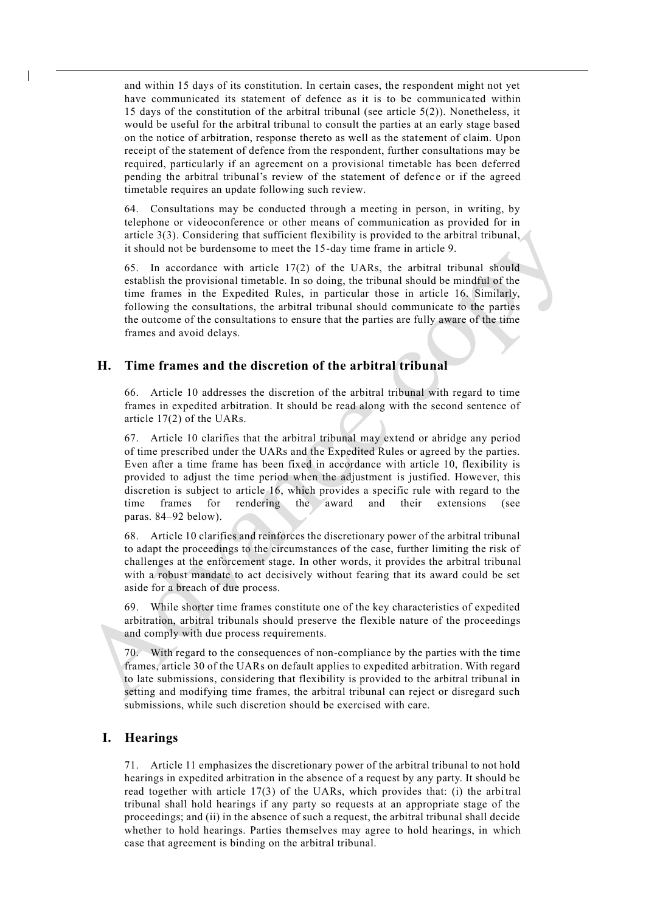and within 15 days of its constitution. In certain cases, the respondent might not yet have communicated its statement of defence as it is to be communicated within 15 days of the constitution of the arbitral tribunal (see article 5(2)). Nonetheless, it would be useful for the arbitral tribunal to consult the parties at an early stage based on the notice of arbitration, response thereto as well as the statement of claim. Upon receipt of the statement of defence from the respondent, further consultations may be required, particularly if an agreement on a provisional timetable has been deferred pending the arbitral tribunal's review of the statement of defence or if the agreed timetable requires an update following such review.

64. Consultations may be conducted through a meeting in person, in writing, by telephone or videoconference or other means of communication as provided for in article 3(3). Considering that sufficient flexibility is provided to the arbitral tribunal, it should not be burdensome to meet the 15-day time frame in article 9.

65. In accordance with article 17(2) of the UARs, the arbitral tribunal should establish the provisional timetable. In so doing, the tribunal should be mindful of the time frames in the Expedited Rules, in particular those in article 16. Similarly, following the consultations, the arbitral tribunal should communicate to the parties the outcome of the consultations to ensure that the parties are fully aware of the time frames and avoid delays.

## H. Time frames and the discretion of the arbitral tribunal

66. Article 10 addresses the discretion of the arbitral tribunal with regard to time frames in expedited arbitration. It should be read along with the second sentence of article 17(2) of the UARs.

67. Article 10 clarifies that the arbitral tribunal may extend or abridge any period of time prescribed under the UARs and the Expedited Rules or agreed by the parties. Even after a time frame has been fixed in accordance with article 10, flexibility is provided to adjust the time period when the adjustment is justified. However, this discretion is subject to article 16, which provides a specific rule with regard to the time frames for rendering the award and their extensions (see paras. 84–92 below).

68. Article 10 clarifies and reinforces the discretionary power of the arbitral tribunal to adapt the proceedings to the circumstances of the case, further limiting the risk of challenges at the enforcement stage. In other words, it provides the arbitral tribunal with a robust mandate to act decisively without fearing that its award could be set aside for a breach of due process.

69. While shorter time frames constitute one of the key characteristics of expedited arbitration, arbitral tribunals should preserve the flexible nature of the proceedings and comply with due process requirements.

70. With regard to the consequences of non-compliance by the parties with the time frames, article 30 of the UARs on default applies to expedited arbitration. With regard to late submissions, considering that flexibility is provided to the arbitral tribunal in setting and modifying time frames, the arbitral tribunal can reject or disregard such submissions, while such discretion should be exercised with care.

## I. Hearings

71. Article 11 emphasizes the discretionary power of the arbitral tribunal to not hold hearings in expedited arbitration in the absence of a request by any party. It should be read together with article 17(3) of the UARs, which provides that: (i) the arbitral tribunal shall hold hearings if any party so requests at an appropriate stage of the proceedings; and (ii) in the absence of such a request, the arbitral tribunal shall decide whether to hold hearings. Parties themselves may agree to hold hearings, in which case that agreement is binding on the arbitral tribunal.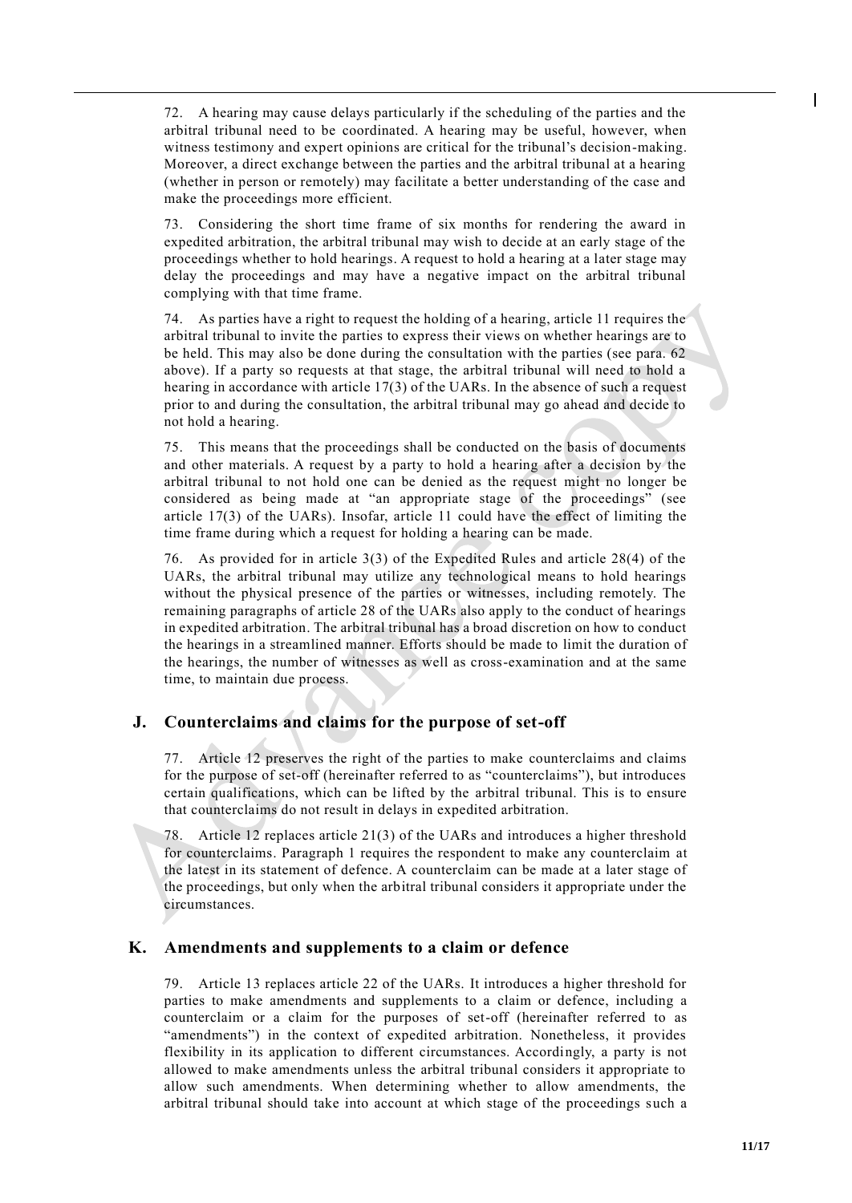72. A hearing may cause delays particularly if the scheduling of the parties and the arbitral tribunal need to be coordinated. A hearing may be useful, however, when witness testimony and expert opinions are critical for the tribunal's decision-making. Moreover, a direct exchange between the parties and the arbitral tribunal at a hearing (whether in person or remotely) may facilitate a better understanding of the case and make the proceedings more efficient.

73. Considering the short time frame of six months for rendering the award in expedited arbitration, the arbitral tribunal may wish to decide at an early stage of the proceedings whether to hold hearings. A request to hold a hearing at a later stage may delay the proceedings and may have a negative impact on the arbitral tribunal complying with that time frame.

74. As parties have a right to request the holding of a hearing, article 11 requires the arbitral tribunal to invite the parties to express their views on whether hearings are to be held. This may also be done during the consultation with the parties (see para. 62 above). If a party so requests at that stage, the arbitral tribunal will need to hold a hearing in accordance with article 17(3) of the UARs. In the absence of such a request prior to and during the consultation, the arbitral tribunal may go ahead and decide to not hold a hearing.

75. This means that the proceedings shall be conducted on the basis of documents and other materials. A request by a party to hold a hearing after a decision by the arbitral tribunal to not hold one can be denied as the request might no longer be considered as being made at "an appropriate stage of the proceedings" (see article 17(3) of the UARs). Insofar, article 11 could have the effect of limiting the time frame during which a request for holding a hearing can be made.

76. As provided for in article 3(3) of the Expedited Rules and article 28(4) of the UARs, the arbitral tribunal may utilize any technological means to hold hearings without the physical presence of the parties or witnesses, including remotely. The remaining paragraphs of article 28 of the UARs also apply to the conduct of hearings in expedited arbitration. The arbitral tribunal has a broad discretion on how to conduct the hearings in a streamlined manner. Efforts should be made to limit the duration of the hearings, the number of witnesses as well as cross-examination and at the same time, to maintain due process.

## J. Counterclaims and claims for the purpose of set-off

77. Article 12 preserves the right of the parties to make counterclaims and claims for the purpose of set-off (hereinafter referred to as "counterclaims"), but introduces certain qualifications, which can be lifted by the arbitral tribunal. This is to ensure that counterclaims do not result in delays in expedited arbitration.

78. Article 12 replaces article 21(3) of the UARs and introduces a higher threshold for counterclaims. Paragraph 1 requires the respondent to make any counterclaim at the latest in its statement of defence. A counterclaim can be made at a later stage of the proceedings, but only when the arbitral tribunal considers it appropriate under the circumstances.

## K. Amendments and supplements to a claim or defence

79. Article 13 replaces article 22 of the UARs. It introduces a higher threshold for parties to make amendments and supplements to a claim or defence, including a counterclaim or a claim for the purposes of set-off (hereinafter referred to as "amendments") in the context of expedited arbitration. Nonetheless, it provides flexibility in its application to different circumstances. Accordingly, a party is not allowed to make amendments unless the arbitral tribunal considers it appropriate to allow such amendments. When determining whether to allow amendments, the arbitral tribunal should take into account at which stage of the proceedings such a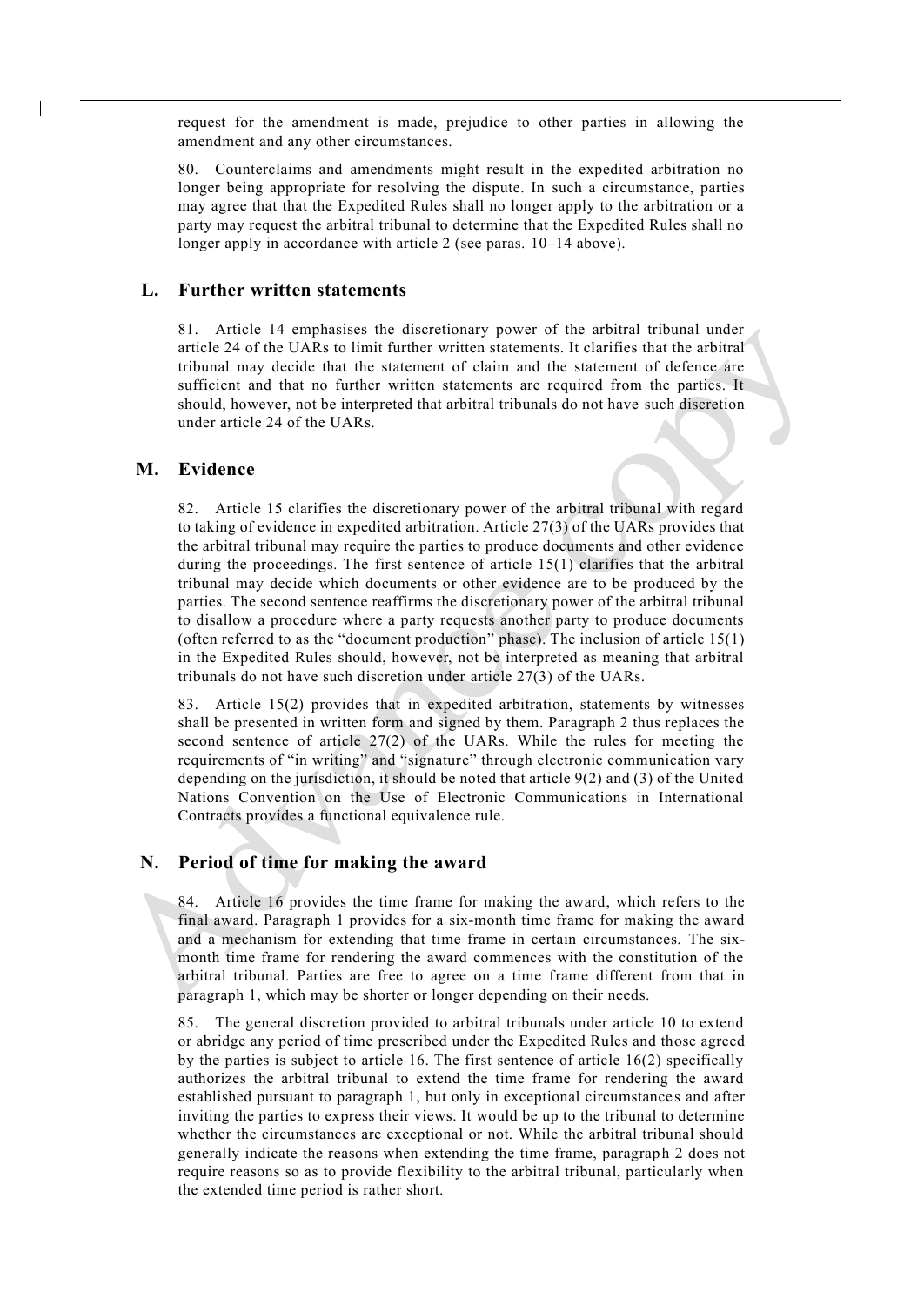request for the amendment is made, prejudice to other parties in allowing the amendment and any other circumstances.

80. Counterclaims and amendments might result in the expedited arbitration no longer being appropriate for resolving the dispute. In such a circumstance, parties may agree that that the Expedited Rules shall no longer apply to the arbitration or a party may request the arbitral tribunal to determine that the Expedited Rules shall no longer apply in accordance with article 2 (see paras. 10–14 above).

## L. Further written statements

81. Article 14 emphasises the discretionary power of the arbitral tribunal under article 24 of the UARs to limit further written statements. It clarifies that the arbitral tribunal may decide that the statement of claim and the statement of defence are sufficient and that no further written statements are required from the parties. It should, however, not be interpreted that arbitral tribunals do not have such discretion under article 24 of the UARs.

## M. Evidence

82. Article 15 clarifies the discretionary power of the arbitral tribunal with regard to taking of evidence in expedited arbitration. Article 27(3) of the UARs provides that the arbitral tribunal may require the parties to produce documents and other evidence during the proceedings. The first sentence of article 15(1) clarifies that the arbitral tribunal may decide which documents or other evidence are to be produced by the parties. The second sentence reaffirms the discretionary power of the arbitral tribunal to disallow a procedure where a party requests another party to produce documents (often referred to as the "document production" phase). The inclusion of article 15(1) in the Expedited Rules should, however, not be interpreted as meaning that arbitral tribunals do not have such discretion under article 27(3) of the UARs.

83. Article 15(2) provides that in expedited arbitration, statements by witnesses shall be presented in written form and signed by them. Paragraph 2 thus replaces the second sentence of article 27(2) of the UARs. While the rules for meeting the requirements of "in writing" and "signature" through electronic communication vary depending on the jurisdiction, it should be noted that article 9(2) and (3) of the United Nations Convention on the Use of Electronic Communications in International Contracts provides a functional equivalence rule.

## N. Period of time for making the award

84. Article 16 provides the time frame for making the award, which refers to the final award. Paragraph 1 provides for a six-month time frame for making the award and a mechanism for extending that time frame in certain circumstances. The six-month time frame for rendering the award commences with the constitution of the arbitral tribunal. Parties are free to agree on a time frame different from that in paragraph 1, which may be shorter or longer depending on their needs.

85. The general discretion provided to arbitral tribunals under article 10 to extend or abridge any period of time prescribed under the Expedited Rules and those agreed by the parties is subject to article 16. The first sentence of article 16(2) specifically authorizes the arbitral tribunal to extend the time frame for rendering the award established pursuant to paragraph 1, but only in exceptional circumstances and after inviting the parties to express their views. It would be up to the tribunal to determine whether the circumstances are exceptional or not. While the arbitral tribunal should generally indicate the reasons when extending the time frame, paragraph 2 does not require reasons so as to provide flexibility to the arbitral tribunal, particularly when the extended time period is rather short.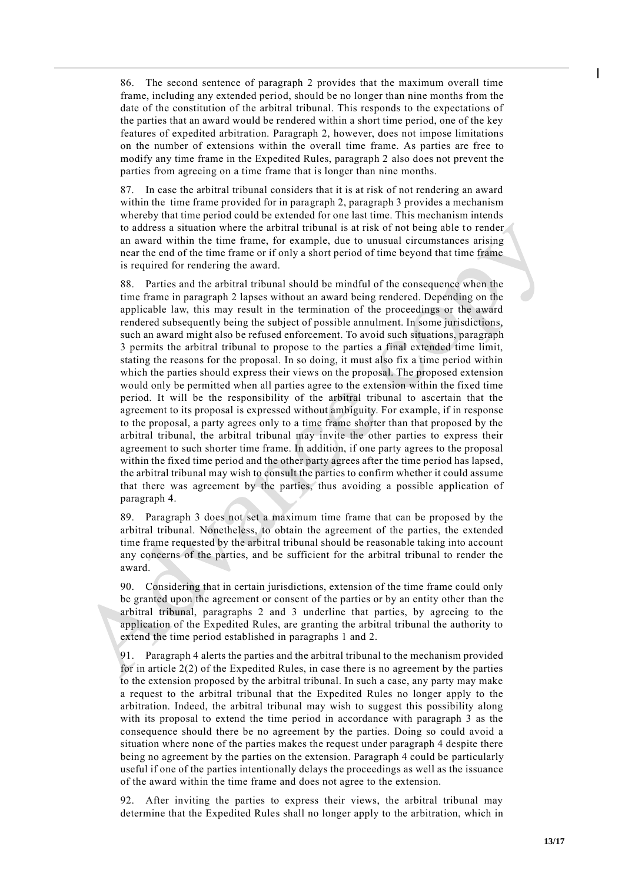86. The second sentence of paragraph 2 provides that the maximum overall time frame, including any extended period, should be no longer than nine months from the date of the constitution of the arbitral tribunal. This responds to the expectations of the parties that an award would be rendered within a short time period, one of the key features of expedited arbitration. Paragraph 2, however, does not impose limitations on the number of extensions within the overall time frame. As parties are free to modify any time frame in the Expedited Rules, paragraph 2 also does not prevent the parties from agreeing on a time frame that is longer than nine months.

87. In case the arbitral tribunal considers that it is at risk of not rendering an award within the time frame provided for in paragraph 2, paragraph 3 provides a mechanism whereby that time period could be extended for one last time. This mechanism intends to address a situation where the arbitral tribunal is at risk of not being able to render an award within the time frame, for example, due to unusual circumstances arising near the end of the time frame or if only a short period of time beyond that time frame is required for rendering the award.

88. Parties and the arbitral tribunal should be mindful of the consequence when the time frame in paragraph 2 lapses without an award being rendered. Depending on the applicable law, this may result in the termination of the proceedings or the award rendered subsequently being the subject of possible annulment. In some jurisdictions, such an award might also be refused enforcement. To avoid such situations, paragraph 3 permits the arbitral tribunal to propose to the parties a final extended time limit, stating the reasons for the proposal. In so doing, it must also fix a time period within which the parties should express their views on the proposal. The proposed extension would only be permitted when all parties agree to the extension within the fixed time period. It will be the responsibility of the arbitral tribunal to ascertain that the agreement to its proposal is expressed without ambiguity. For example, if in response to the proposal, a party agrees only to a time frame shorter than that proposed by the arbitral tribunal, the arbitral tribunal may invite the other parties to express their agreement to such shorter time frame. In addition, if one party agrees to the proposal within the fixed time period and the other party agrees after the time period has lapsed, the arbitral tribunal may wish to consult the parties to confirm whether it could assume that there was agreement by the parties, thus avoiding a possible application of paragraph 4.

89. Paragraph 3 does not set a maximum time frame that can be proposed by the arbitral tribunal. Nonetheless, to obtain the agreement of the parties, the extended time frame requested by the arbitral tribunal should be reasonable taking into account any concerns of the parties, and be sufficient for the arbitral tribunal to render the award.

90. Considering that in certain jurisdictions, extension of the time frame could only be granted upon the agreement or consent of the parties or by an entity other than the arbitral tribunal, paragraphs 2 and 3 underline that parties, by agreeing to the application of the Expedited Rules, are granting the arbitral tribunal the authority to extend the time period established in paragraphs 1 and 2.

91. Paragraph 4 alerts the parties and the arbitral tribunal to the mechanism provided for in article 2(2) of the Expedited Rules, in case there is no agreement by the parties to the extension proposed by the arbitral tribunal. In such a case, any party may make a request to the arbitral tribunal that the Expedited Rules no longer apply to the arbitration. Indeed, the arbitral tribunal may wish to suggest this possibility along with its proposal to extend the time period in accordance with paragraph 3 as the consequence should there be no agreement by the parties. Doing so could avoid a situation where none of the parties makes the request under paragraph 4 despite there being no agreement by the parties on the extension. Paragraph 4 could be particularly useful if one of the parties intentionally delays the proceedings as well as the issuance of the award within the time frame and does not agree to the extension.

92. After inviting the parties to express their views, the arbitral tribunal may determine that the Expedited Rules shall no longer apply to the arbitration, which in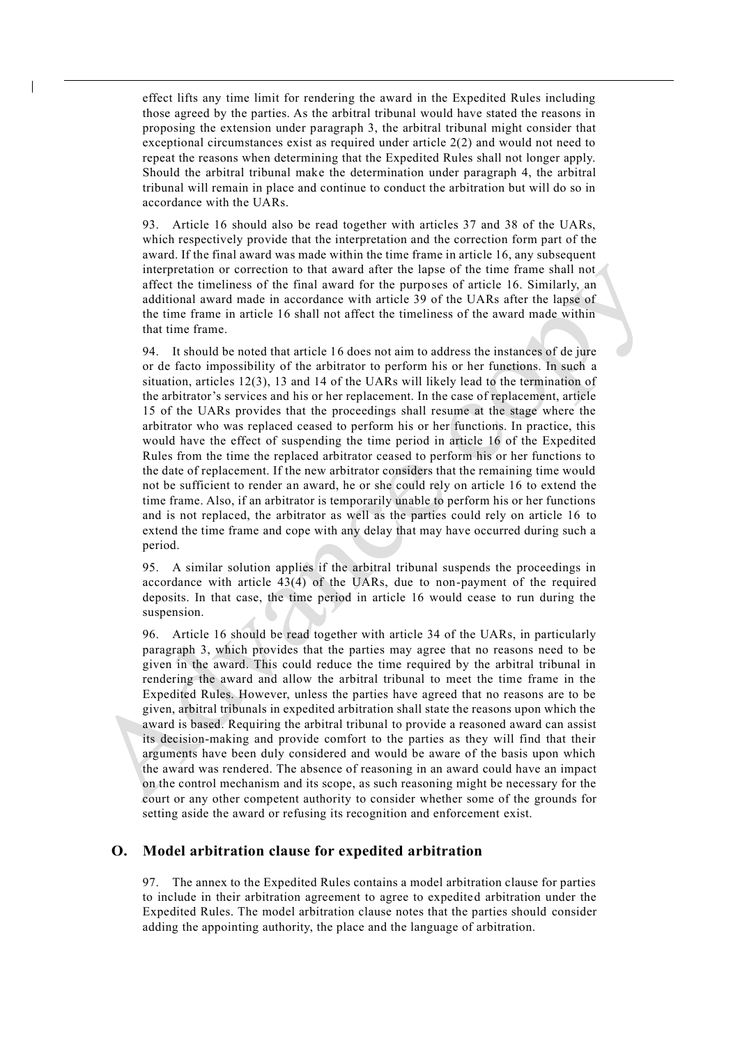effect lifts any time limit for rendering the award in the Expedited Rules including those agreed by the parties. As the arbitral tribunal would have stated the reasons in proposing the extension under paragraph 3, the arbitral tribunal might consider that exceptional circumstances exist as required under article 2(2) and would not need to repeat the reasons when determining that the Expedited Rules shall not longer apply. Should the arbitral tribunal make the determination under paragraph 4, the arbitral tribunal will remain in place and continue to conduct the arbitration but will do so in accordance with the UARs.

93. Article 16 should also be read together with articles 37 and 38 of the UARs, which respectively provide that the interpretation and the correction form part of the award. If the final award was made within the time frame in article 16, any subsequent interpretation or correction to that award after the lapse of the time frame shall not affect the timeliness of the final award for the purposes of article 16. Similarly, an additional award made in accordance with article 39 of the UARs after the lapse of the time frame in article 16 shall not affect the timeliness of the award made within that time frame.

94. It should be noted that article 16 does not aim to address the instances of de jure or de facto impossibility of the arbitrator to perform his or her functions. In such a situation, articles 12(3), 13 and 14 of the UARs will likely lead to the termination of the arbitrator's services and his or her replacement. In the case of replacement, article 15 of the UARs provides that the proceedings shall resume at the stage where the arbitrator who was replaced ceased to perform his or her functions. In practice, this would have the effect of suspending the time period in article 16 of the Expedited Rules from the time the replaced arbitrator ceased to perform his or her functions to the date of replacement. If the new arbitrator considers that the remaining time would not be sufficient to render an award, he or she could rely on article 16 to extend the time frame. Also, if an arbitrator is temporarily unable to perform his or her functions and is not replaced, the arbitrator as well as the parties could rely on article 16 to extend the time frame and cope with any delay that may have occurred during such a period.

95. A similar solution applies if the arbitral tribunal suspends the proceedings in accordance with article 43(4) of the UARs, due to non-payment of the required deposits. In that case, the time period in article 16 would cease to run during the suspension.

96. Article 16 should be read together with article 34 of the UARs, in particularly paragraph 3, which provides that the parties may agree that no reasons need to be given in the award. This could reduce the time required by the arbitral tribunal in rendering the award and allow the arbitral tribunal to meet the time frame in the Expedited Rules. However, unless the parties have agreed that no reasons are to be given, arbitral tribunals in expedited arbitration shall state the reasons upon which the award is based. Requiring the arbitral tribunal to provide a reasoned award can assist its decision-making and provide comfort to the parties as they will find that their arguments have been duly considered and would be aware of the basis upon which the award was rendered. The absence of reasoning in an award could have an impact on the control mechanism and its scope, as such reasoning might be necessary for the court or any other competent authority to consider whether some of the grounds for setting aside the award or refusing its recognition and enforcement exist.

## O. Model arbitration clause for expedited arbitration

97. The annex to the Expedited Rules contains a model arbitration clause for parties to include in their arbitration agreement to agree to expedited arbitration under the Expedited Rules. The model arbitration clause notes that the parties should consider adding the appointing authority, the place and the language of arbitration.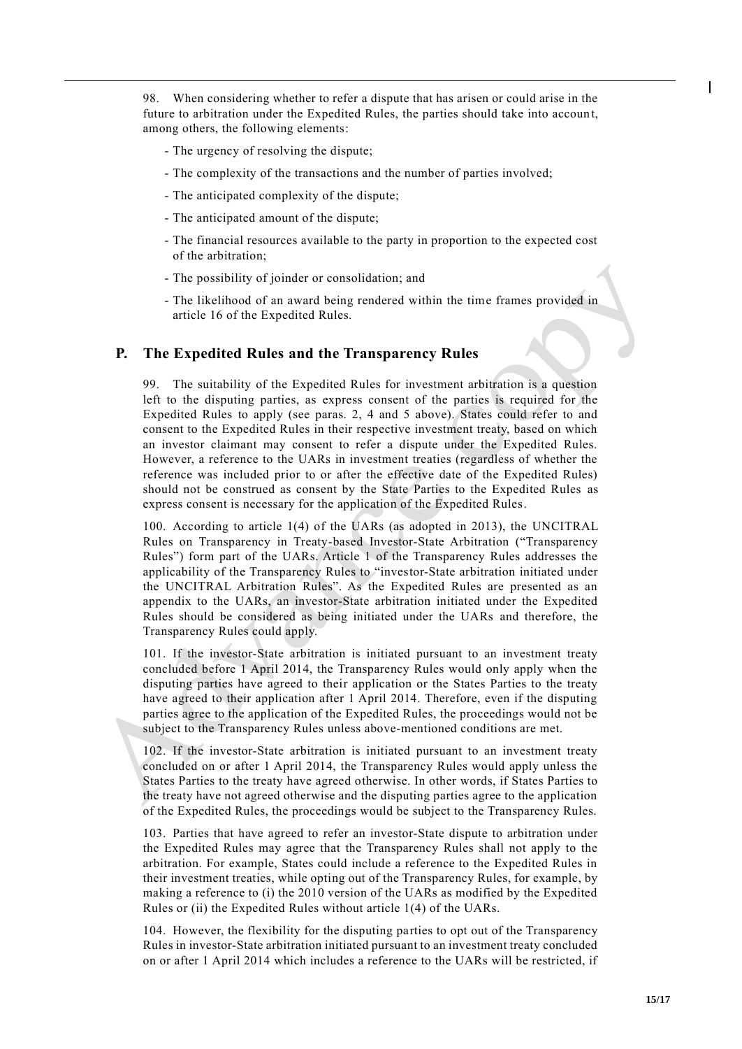98. When considering whether to refer a dispute that has arisen or could arise in the future to arbitration under the Expedited Rules, the parties should take into account, among others, the following elements:

- The urgency of resolving the dispute;
- The complexity of the transactions and the number of parties involved;
- The anticipated complexity of the dispute;
- The anticipated amount of the dispute;
- The financial resources available to the party in proportion to the expected cost of the arbitration;
- The possibility of joinder or consolidation; and
- The likelihood of an award being rendered within the time frames provided in article 16 of the Expedited Rules.

## P. The Expedited Rules and the Transparency Rules

99. The suitability of the Expedited Rules for investment arbitration is a question left to the disputing parties, as express consent of the parties is required for the Expedited Rules to apply (see paras. 2, 4 and 5 above). States could refer to and consent to the Expedited Rules in their respective investment treaty, based on which an investor claimant may consent to refer a dispute under the Expedited Rules. However, a reference to the UARs in investment treaties (regardless of whether the reference was included prior to or after the effective date of the Expedited Rules) should not be construed as consent by the State Parties to the Expedited Rules as express consent is necessary for the application of the Expedited Rules.

100. According to article 1(4) of the UARs (as adopted in 2013), the UNCITRAL Rules on Transparency in Treaty-based Investor-State Arbitration ("Transparency Rules") form part of the UARs. Article 1 of the Transparency Rules addresses the applicability of the Transparency Rules to "investor-State arbitration initiated under the UNCITRAL Arbitration Rules". As the Expedited Rules are presented as an appendix to the UARs, an investor-State arbitration initiated under the Expedited Rules should be considered as being initiated under the UARs and therefore, the Transparency Rules could apply.

101. If the investor-State arbitration is initiated pursuant to an investment treaty concluded before 1 April 2014, the Transparency Rules would only apply when the disputing parties have agreed to their application or the States Parties to the treaty have agreed to their application after 1 April 2014. Therefore, even if the disputing parties agree to the application of the Expedited Rules, the proceedings would not be subject to the Transparency Rules unless above-mentioned conditions are met.

102. If the investor-State arbitration is initiated pursuant to an investment treaty concluded on or after 1 April 2014, the Transparency Rules would apply unless the States Parties to the treaty have agreed otherwise. In other words, if States Parties to the treaty have not agreed otherwise and the disputing parties agree to the application of the Expedited Rules, the proceedings would be subject to the Transparency Rules.

103. Parties that have agreed to refer an investor-State dispute to arbitration under the Expedited Rules may agree that the Transparency Rules shall not apply to the arbitration. For example, States could include a reference to the Expedited Rules in their investment treaties, while opting out of the Transparency Rules, for example, by making a reference to (i) the 2010 version of the UARs as modified by the Expedited Rules or (ii) the Expedited Rules without article 1(4) of the UARs.

104. However, the flexibility for the disputing parties to opt out of the Transparency Rules in investor-State arbitration initiated pursuant to an investment treaty concluded on or after 1 April 2014 which includes a reference to the UARs will be restricted, if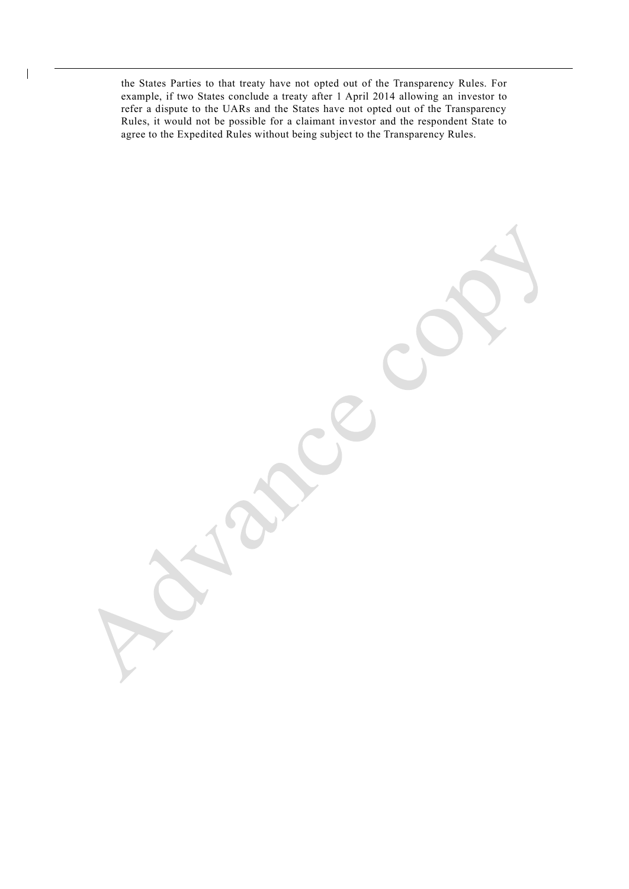the States Parties to that treaty have not opted out of the Transparency Rules. For example, if two States conclude a treaty after 1 April 2014 allowing an investor to refer a dispute to the UARs and the States have not opted out of the Transparency Rules, it would not be possible for a claimant investor and the respondent State to agree to the Expedited Rules without being subject to the Transparency Rules.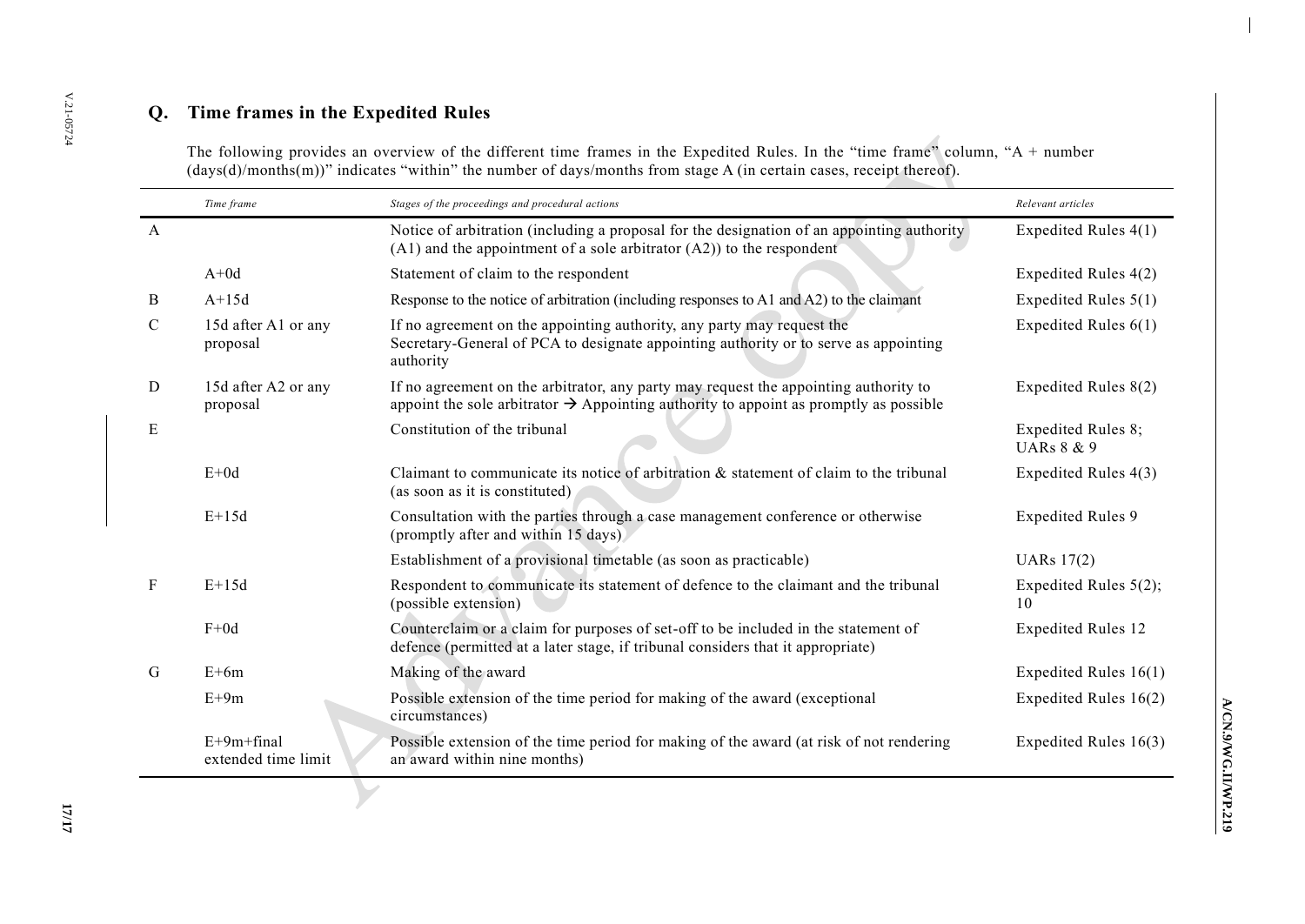## Q. Time frames in the Expedited Rules

The following provides an overview of the different time frames in the Expedited Rules. In the "time frame" column, "A + number (days(d)/months(m))" indicates "within" the number of days/months from stage A (in certain cases, receipt thereof).

| | *Time frame* | *Stages of the proceedings and procedural actions* | *Relevant articles* |
|---|---|---|---|
| A | | Notice of arbitration (including a proposal for the designation of an appointing authority (A1) and the appointment of a sole arbitrator (A2)) to the respondent | Expedited Rules 4(1) |
| | A+0d | Statement of claim to the respondent | Expedited Rules 4(2) |
| B | A+15d | Response to the notice of arbitration (including responses to A1 and A2) to the claimant | Expedited Rules 5(1) |
| C | 15d after A1 or any proposal | If no agreement on the appointing authority, any party may request the Secretary-General of PCA to designate appointing authority or to serve as appointing authority | Expedited Rules 6(1) |
| D | 15d after A2 or any proposal | If no agreement on the arbitrator, any party may request the appointing authority to appoint the sole arbitrator → Appointing authority to appoint as promptly as possible | Expedited Rules 8(2) |
| E | | Constitution of the tribunal | Expedited Rules 8; UARs 8 & 9 |
| | E+0d | Claimant to communicate its notice of arbitration & statement of claim to the tribunal (as soon as it is constituted) | Expedited Rules 4(3) |
| | E+15d | Consultation with the parties through a case management conference or otherwise (promptly after and within 15 days) | Expedited Rules 9 |
| | | Establishment of a provisional timetable (as soon as practicable) | UARs 17(2) |
| F | E+15d | Respondent to communicate its statement of defence to the claimant and the tribunal (possible extension) | Expedited Rules 5(2); 10 |
| | F+0d | Counterclaim or a claim for purposes of set-off to be included in the statement of defence (permitted at a later stage, if tribunal considers that it appropriate) | Expedited Rules 12 |
| G | E+6m | Making of the award | Expedited Rules 16(1) |
| | E+9m | Possible extension of the time period for making of the award (exceptional circumstances) | Expedited Rules 16(2) |
| | E+9m+final extended time limit | Possible extension of the time period for making of the award (at risk of not rendering an award within nine months) | Expedited Rules 16(3) |